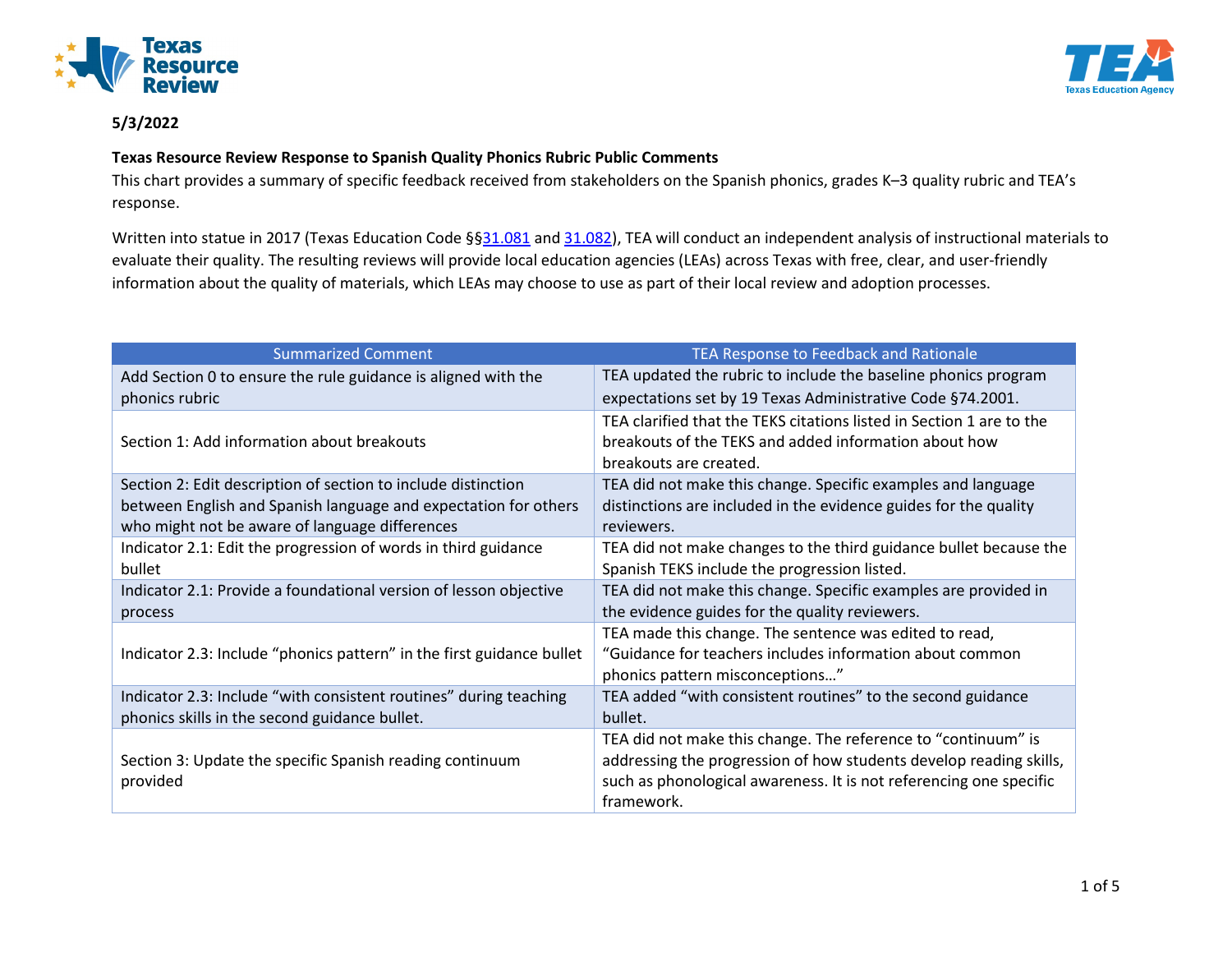**5/3/2022**

**Texas Resource Review Response to Spanish Quality Phonics Rubric Public Comments**

This chart provides a summary of specific feedback received from stakeholders on the Spanish phonics, grades K–3 quality rubric and TEA's response.

Written into statue in 2017 (Texas Education Code §§31.081 and 31.082), TEA will conduct an independent analysis of instructional materials to evaluate their quality. The resulting reviews will provide local education agencies (LEAs) across Texas with free, clear, and user-friendly information about the quality of materials, which LEAs may choose to use as part of their local review and adoption processes.

| Summarized Comment | TEA Response to Feedback and Rationale |
|---|---|
| Add Section 0 to ensure the rule guidance is aligned with the phonics rubric | TEA updated the rubric to include the baseline phonics program expectations set by 19 Texas Administrative Code §74.2001. |
| Section 1: Add information about breakouts | TEA clarified that the TEKS citations listed in Section 1 are to the breakouts of the TEKS and added information about how breakouts are created. |
| Section 2: Edit description of section to include distinction between English and Spanish language and expectation for others who might not be aware of language differences | TEA did not make this change. Specific examples and language distinctions are included in the evidence guides for the quality reviewers. |
| Indicator 2.1: Edit the progression of words in third guidance bullet | TEA did not make changes to the third guidance bullet because the Spanish TEKS include the progression listed. |
| Indicator 2.1: Provide a foundational version of lesson objective process | TEA did not make this change. Specific examples are provided in the evidence guides for the quality reviewers. |
| Indicator 2.3: Include "phonics pattern" in the first guidance bullet | TEA made this change. The sentence was edited to read, "Guidance for teachers includes information about common phonics pattern misconceptions…" |
| Indicator 2.3: Include "with consistent routines" during teaching phonics skills in the second guidance bullet. | TEA added "with consistent routines" to the second guidance bullet. |
| Section 3: Update the specific Spanish reading continuum provided | TEA did not make this change. The reference to "continuum" is addressing the progression of how students develop reading skills, such as phonological awareness. It is not referencing one specific framework. |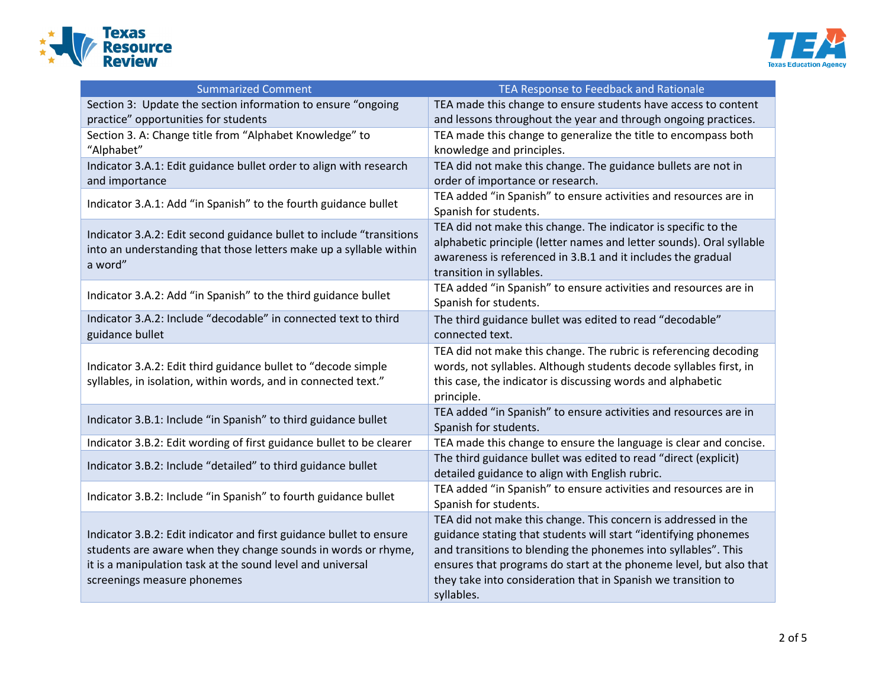| Summarized Comment | TEA Response to Feedback and Rationale |
|---|---|
| Section 3: Update the section information to ensure "ongoing practice" opportunities for students | TEA made this change to ensure students have access to content and lessons throughout the year and through ongoing practices. |
| Section 3. A: Change title from "Alphabet Knowledge" to "Alphabet" | TEA made this change to generalize the title to encompass both knowledge and principles. |
| Indicator 3.A.1: Edit guidance bullet order to align with research and importance | TEA did not make this change. The guidance bullets are not in order of importance or research. |
| Indicator 3.A.1: Add "in Spanish" to the fourth guidance bullet | TEA added "in Spanish" to ensure activities and resources are in Spanish for students. |
| Indicator 3.A.2: Edit second guidance bullet to include "transitions into an understanding that those letters make up a syllable within a word" | TEA did not make this change. The indicator is specific to the alphabetic principle (letter names and letter sounds). Oral syllable awareness is referenced in 3.B.1 and it includes the gradual transition in syllables. |
| Indicator 3.A.2: Add "in Spanish" to the third guidance bullet | TEA added "in Spanish" to ensure activities and resources are in Spanish for students. |
| Indicator 3.A.2: Include "decodable" in connected text to third guidance bullet | The third guidance bullet was edited to read "decodable" connected text. |
| Indicator 3.A.2: Edit third guidance bullet to "decode simple syllables, in isolation, within words, and in connected text." | TEA did not make this change. The rubric is referencing decoding words, not syllables. Although students decode syllables first, in this case, the indicator is discussing words and alphabetic principle. |
| Indicator 3.B.1: Include "in Spanish" to third guidance bullet | TEA added "in Spanish" to ensure activities and resources are in Spanish for students. |
| Indicator 3.B.2: Edit wording of first guidance bullet to be clearer | TEA made this change to ensure the language is clear and concise. |
| Indicator 3.B.2: Include "detailed" to third guidance bullet | The third guidance bullet was edited to read "direct (explicit) detailed guidance to align with English rubric. |
| Indicator 3.B.2: Include "in Spanish" to fourth guidance bullet | TEA added "in Spanish" to ensure activities and resources are in Spanish for students. |
| Indicator 3.B.2: Edit indicator and first guidance bullet to ensure students are aware when they change sounds in words or rhyme, it is a manipulation task at the sound level and universal screenings measure phonemes | TEA did not make this change. This concern is addressed in the guidance stating that students will start "identifying phonemes and transitions to blending the phonemes into syllables". This ensures that programs do start at the phoneme level, but also that they take into consideration that in Spanish we transition to syllables. |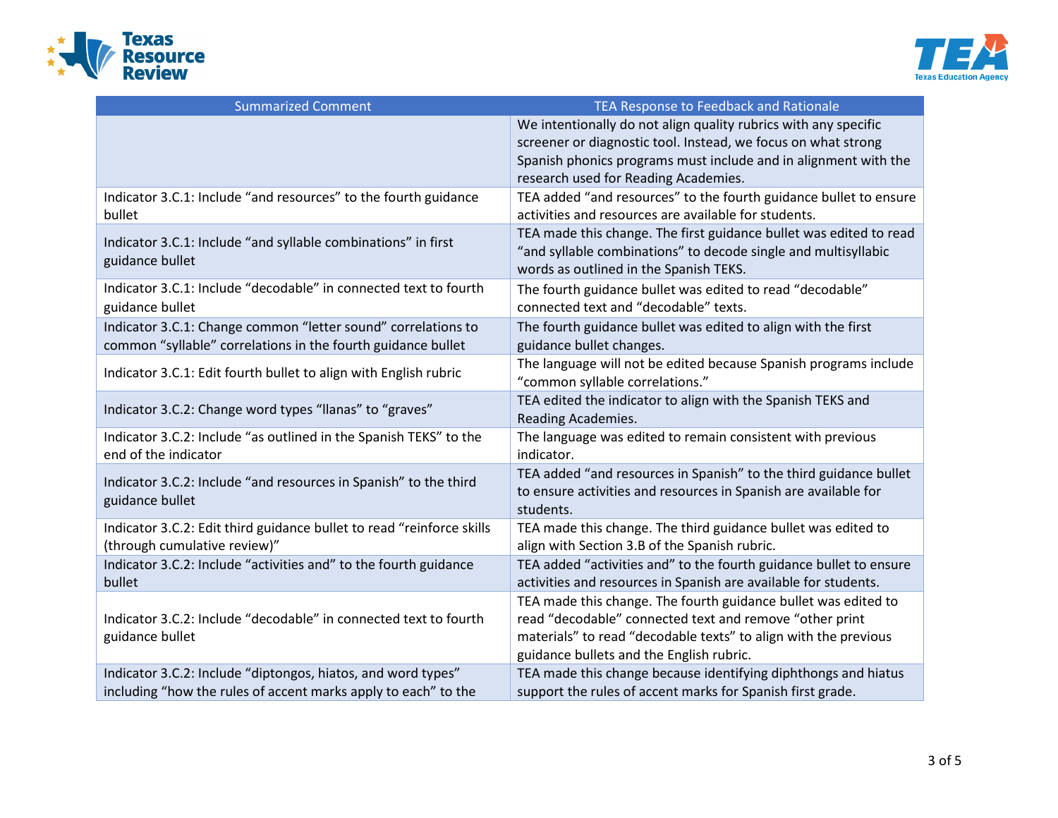| Summarized Comment | TEA Response to Feedback and Rationale |
| --- | --- |
| | We intentionally do not align quality rubrics with any specific screener or diagnostic tool. Instead, we focus on what strong Spanish phonics programs must include and in alignment with the research used for Reading Academies. |
| Indicator 3.C.1: Include “and resources” to the fourth guidance bullet | TEA added “and resources” to the fourth guidance bullet to ensure activities and resources are available for students. |
| Indicator 3.C.1: Include “and syllable combinations” in first guidance bullet | TEA made this change. The first guidance bullet was edited to read “and syllable combinations” to decode single and multisyllabic words as outlined in the Spanish TEKS. |
| Indicator 3.C.1: Include “decodable” in connected text to fourth guidance bullet | The fourth guidance bullet was edited to read “decodable” connected text and “decodable” texts. |
| Indicator 3.C.1: Change common “letter sound” correlations to common “syllable” correlations in the fourth guidance bullet | The fourth guidance bullet was edited to align with the first guidance bullet changes. |
| Indicator 3.C.1: Edit fourth bullet to align with English rubric | The language will not be edited because Spanish programs include “common syllable correlations.” |
| Indicator 3.C.2: Change word types “llanas” to “graves” | TEA edited the indicator to align with the Spanish TEKS and Reading Academies. |
| Indicator 3.C.2: Include “as outlined in the Spanish TEKS” to the end of the indicator | The language was edited to remain consistent with previous indicator. |
| Indicator 3.C.2: Include “and resources in Spanish” to the third guidance bullet | TEA added “and resources in Spanish” to the third guidance bullet to ensure activities and resources in Spanish are available for students. |
| Indicator 3.C.2: Edit third guidance bullet to read “reinforce skills (through cumulative review)” | TEA made this change. The third guidance bullet was edited to align with Section 3.B of the Spanish rubric. |
| Indicator 3.C.2: Include “activities and” to the fourth guidance bullet | TEA added “activities and” to the fourth guidance bullet to ensure activities and resources in Spanish are available for students. |
| Indicator 3.C.2: Include “decodable” in connected text to fourth guidance bullet | TEA made this change. The fourth guidance bullet was edited to read “decodable” connected text and remove “other print materials” to read “decodable texts” to align with the previous guidance bullets and the English rubric. |
| Indicator 3.C.2: Include “diptongos, hiatos, and word types” including “how the rules of accent marks apply to each” to the | TEA made this change because identifying diphthongs and hiatus support the rules of accent marks for Spanish first grade. |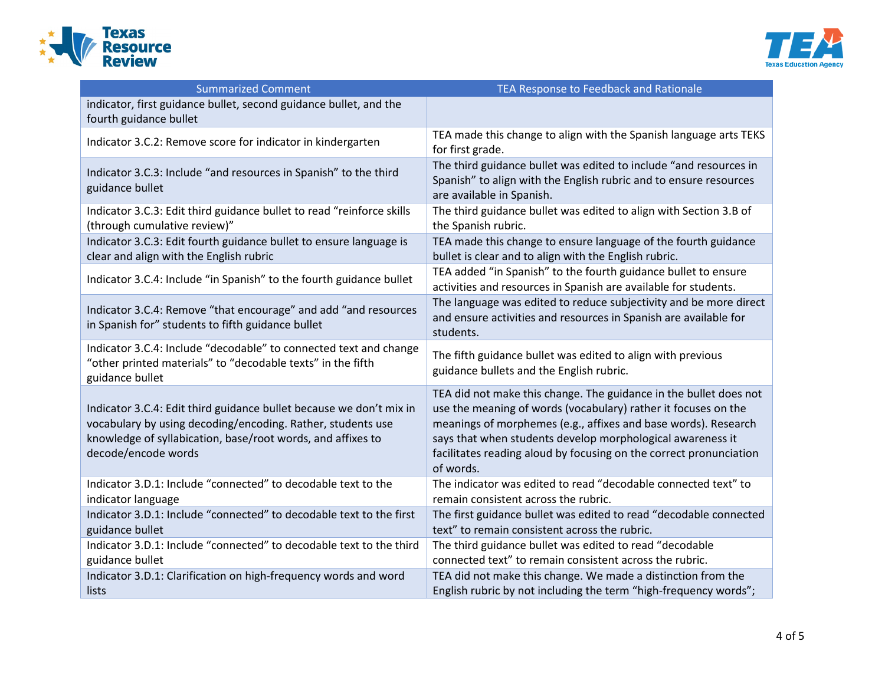| Summarized Comment | TEA Response to Feedback and Rationale |
|---|---|
| indicator, first guidance bullet, second guidance bullet, and the fourth guidance bullet | |
| Indicator 3.C.2: Remove score for indicator in kindergarten | TEA made this change to align with the Spanish language arts TEKS for first grade. |
| Indicator 3.C.3: Include "and resources in Spanish" to the third guidance bullet | The third guidance bullet was edited to include "and resources in Spanish" to align with the English rubric and to ensure resources are available in Spanish. |
| Indicator 3.C.3: Edit third guidance bullet to read "reinforce skills (through cumulative review)" | The third guidance bullet was edited to align with Section 3.B of the Spanish rubric. |
| Indicator 3.C.3: Edit fourth guidance bullet to ensure language is clear and align with the English rubric | TEA made this change to ensure language of the fourth guidance bullet is clear and to align with the English rubric. |
| Indicator 3.C.4: Include "in Spanish" to the fourth guidance bullet | TEA added "in Spanish" to the fourth guidance bullet to ensure activities and resources in Spanish are available for students. |
| Indicator 3.C.4: Remove "that encourage" and add "and resources in Spanish for" students to fifth guidance bullet | The language was edited to reduce subjectivity and be more direct and ensure activities and resources in Spanish are available for students. |
| Indicator 3.C.4: Include "decodable" to connected text and change "other printed materials" to "decodable texts" in the fifth guidance bullet | The fifth guidance bullet was edited to align with previous guidance bullets and the English rubric. |
| Indicator 3.C.4: Edit third guidance bullet because we don't mix in vocabulary by using decoding/encoding. Rather, students use knowledge of syllabication, base/root words, and affixes to decode/encode words | TEA did not make this change. The guidance in the bullet does not use the meaning of words (vocabulary) rather it focuses on the meanings of morphemes (e.g., affixes and base words). Research says that when students develop morphological awareness it facilitates reading aloud by focusing on the correct pronunciation of words. |
| Indicator 3.D.1: Include "connected" to decodable text to the indicator language | The indicator was edited to read "decodable connected text" to remain consistent across the rubric. |
| Indicator 3.D.1: Include "connected" to decodable text to the first guidance bullet | The first guidance bullet was edited to read "decodable connected text" to remain consistent across the rubric. |
| Indicator 3.D.1: Include "connected" to decodable text to the third guidance bullet | The third guidance bullet was edited to read "decodable connected text" to remain consistent across the rubric. |
| Indicator 3.D.1: Clarification on high-frequency words and word lists | TEA did not make this change. We made a distinction from the English rubric by not including the term "high-frequency words"; |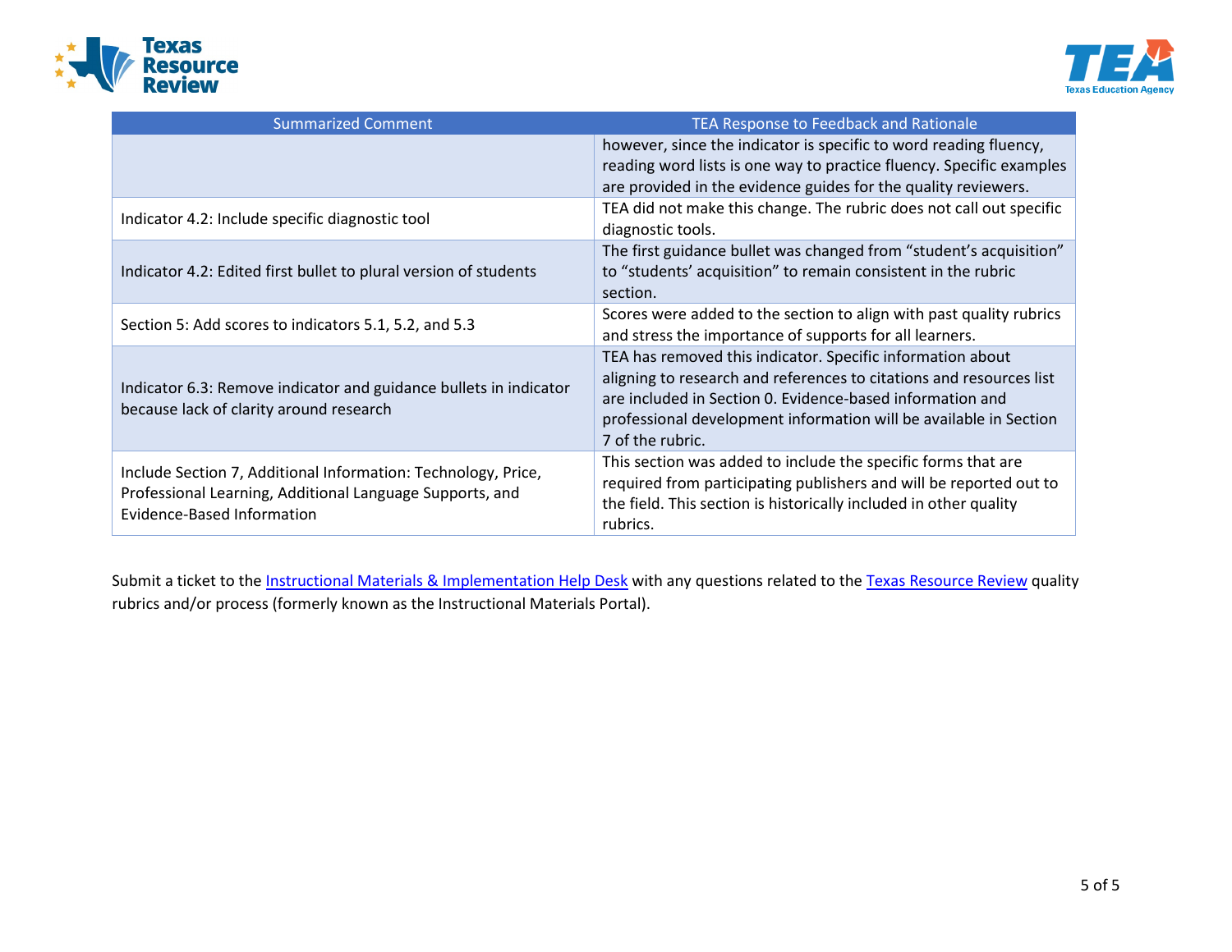| Summarized Comment | TEA Response to Feedback and Rationale |
| --- | --- |
| | however, since the indicator is specific to word reading fluency, reading word lists is one way to practice fluency. Specific examples are provided in the evidence guides for the quality reviewers. |
| Indicator 4.2: Include specific diagnostic tool | TEA did not make this change. The rubric does not call out specific diagnostic tools. |
| Indicator 4.2: Edited first bullet to plural version of students | The first guidance bullet was changed from "student's acquisition" to "students' acquisition" to remain consistent in the rubric section. |
| Section 5: Add scores to indicators 5.1, 5.2, and 5.3 | Scores were added to the section to align with past quality rubrics and stress the importance of supports for all learners. |
| Indicator 6.3: Remove indicator and guidance bullets in indicator because lack of clarity around research | TEA has removed this indicator. Specific information about aligning to research and references to citations and resources list are included in Section 0. Evidence-based information and professional development information will be available in Section 7 of the rubric. |
| Include Section 7, Additional Information: Technology, Price, Professional Learning, Additional Language Supports, and Evidence-Based Information | This section was added to include the specific forms that are required from participating publishers and will be reported out to the field. This section is historically included in other quality rubrics. |

Submit a ticket to the [Instructional Materials & Implementation Help Desk]() with any questions related to the [Texas Resource Review]() quality rubrics and/or process (formerly known as the Instructional Materials Portal).